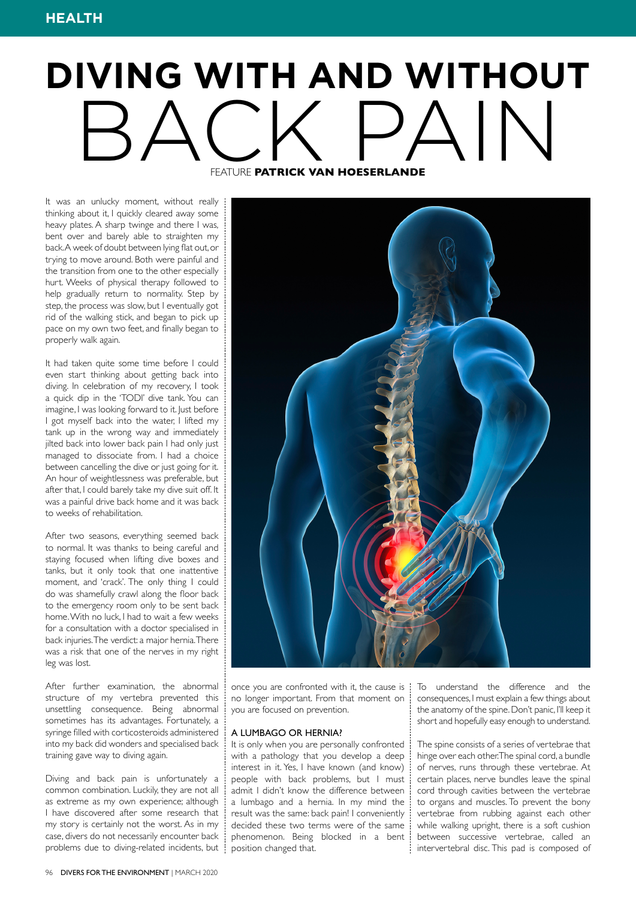# DIVING WITH AND WITHOUT BACK PAIN

FEATURE **PATRICK VAN HOESERLANDE**

It was an unlucky moment, without really thinking about it, I quickly cleared away some heavy plates. A sharp twinge and there I was, bent over and barely able to straighten my back. A week of doubt between lying flat out, or trying to move around. Both were painful and the transition from one to the other especially hurt. Weeks of physical therapy followed to help gradually return to normality. Step by step, the process was slow, but I eventually got rid of the walking stick, and began to pick up pace on my own two feet, and finally began to properly walk again.

It had taken quite some time before I could even start thinking about getting back into diving. In celebration of my recovery, I took a quick dip in the 'TODI' dive tank. You can imagine, I was looking forward to it. Just before I got myself back into the water, I lifted my tank up in the wrong way and immediately jilted back into lower back pain I had only just managed to dissociate from. I had a choice between cancelling the dive or just going for it. An hour of weightlessness was preferable, but after that, I could barely take my dive suit off. It was a painful drive back home and it was back to weeks of rehabilitation.

After two seasons, everything seemed back to normal. It was thanks to being careful and staying focused when lifting dive boxes and tanks, but it only took that one inattentive moment, and 'crack'. The only thing I could do was shamefully crawl along the floor back to the emergency room only to be sent back home. With no luck, I had to wait a few weeks for a consultation with a doctor specialised in back injuries. The verdict: a major hernia. There was a risk that one of the nerves in my right leg was lost.

After further examination, the abnormal structure of my vertebra prevented this unsettling consequence. Being abnormal sometimes has its advantages. Fortunately, a syringe filled with corticosteroids administered into my back did wonders and specialised back training gave way to diving again.

Diving and back pain is unfortunately a common combination. Luckily, they are not all as extreme as my own experience; although I have discovered after some research that my story is certainly not the worst. As in my case, divers do not necessarily encounter back problems due to diving-related incidents, but once you are confronted with it, the cause is no longer important. From that moment on you are focused on prevention.

## A LUMBAGO OR HERNIA?

It is only when you are personally confronted with a pathology that you develop a deep interest in it. Yes, I have known (and know) people with back problems, but I must admit I didn't know the difference between a lumbago and a hernia. In my mind the result was the same: back pain! I conveniently decided these two terms were of the same phenomenon. Being blocked in a bent position changed that.

To understand the difference and the consequences, I must explain a few things about the anatomy of the spine. Don't panic, I'll keep it short and hopefully easy enough to understand.

The spine consists of a series of vertebrae that hinge over each other. The spinal cord, a bundle of nerves, runs through these vertebrae. At certain places, nerve bundles leave the spinal cord through cavities between the vertebrae to organs and muscles. To prevent the bony vertebrae from rubbing against each other while walking upright, there is a soft cushion between successive vertebrae, called an intervertebral disc. This pad is composed of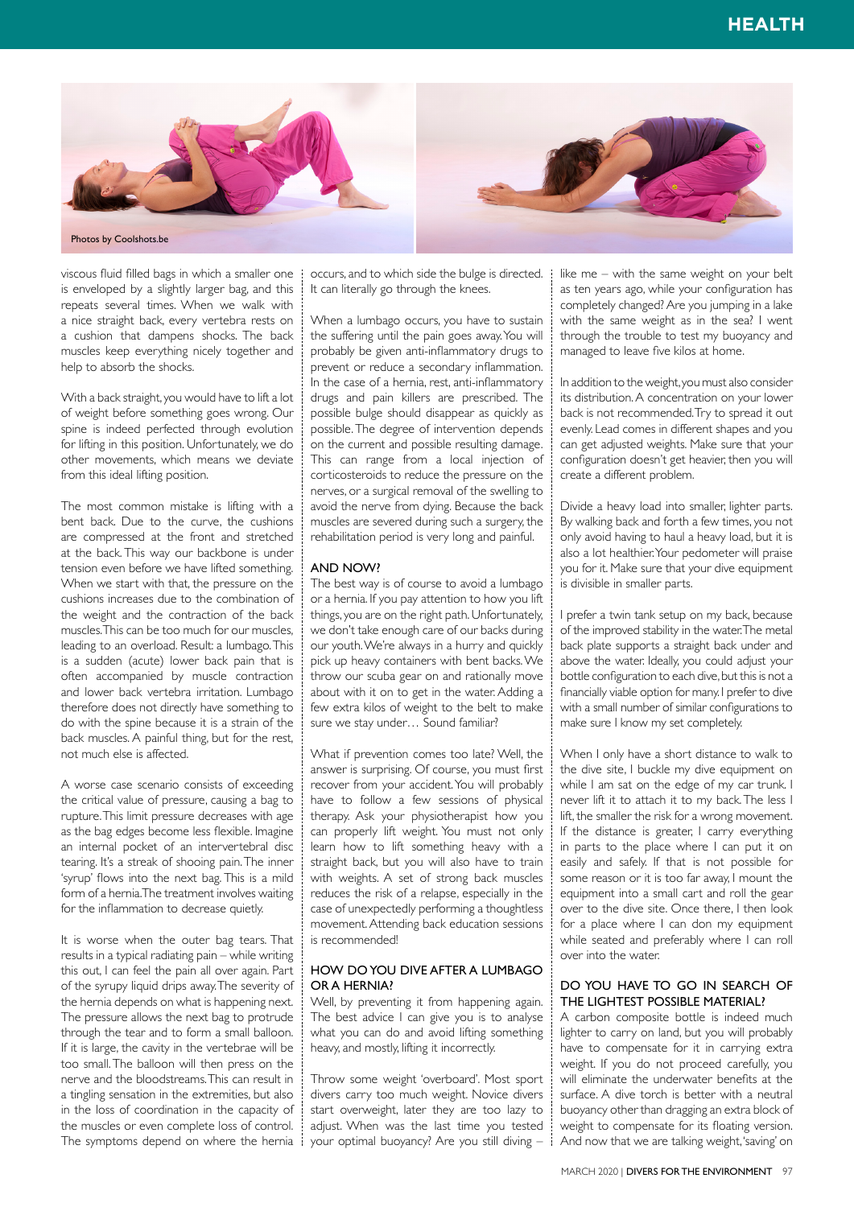Photos by Coolshots.be

viscous fluid filled bags in which a smaller one is enveloped by a slightly larger bag, and this repeats several times. When we walk with a nice straight back, every vertebra rests on a cushion that dampens shocks. The back muscles keep everything nicely together and help to absorb the shocks.

With a back straight, you would have to lift a lot of weight before something goes wrong. Our spine is indeed perfected through evolution for lifting in this position. Unfortunately, we do other movements, which means we deviate from this ideal lifting position.

The most common mistake is lifting with a bent back. Due to the curve, the cushions are compressed at the front and stretched at the back. This way our backbone is under tension even before we have lifted something. When we start with that, the pressure on the cushions increases due to the combination of the weight and the contraction of the back muscles. This can be too much for our muscles, leading to an overload. Result: a lumbago. This is a sudden (acute) lower back pain that is often accompanied by muscle contraction and lower back vertebra irritation. Lumbago therefore does not directly have something to do with the spine because it is a strain of the back muscles. A painful thing, but for the rest, not much else is affected.

A worse case scenario consists of exceeding the critical value of pressure, causing a bag to rupture. This limit pressure decreases with age as the bag edges become less flexible. Imagine an internal pocket of an intervertebral disc tearing. It's a streak of shooing pain. The inner 'syrup' flows into the next bag. This is a mild form of a hernia. The treatment involves waiting for the inflammation to decrease quietly.

It is worse when the outer bag tears. That results in a typical radiating pain – while writing this out, I can feel the pain all over again. Part of the syrupy liquid drips away. The severity of the hernia depends on what is happening next. The pressure allows the next bag to protrude through the tear and to form a small balloon. If it is large, the cavity in the vertebrae will be too small. The balloon will then press on the nerve and the bloodstreams. This can result in a tingling sensation in the extremities, but also in the loss of coordination in the capacity of the muscles or even complete loss of control. The symptoms depend on where the hernia occurs, and to which side the bulge is directed. It can literally go through the knees.

When a lumbago occurs, you have to sustain the suffering until the pain goes away. You will probably be given anti-inflammatory drugs to prevent or reduce a secondary inflammation. In the case of a hernia, rest, anti-inflammatory drugs and pain killers are prescribed. The possible bulge should disappear as quickly as possible. The degree of intervention depends on the current and possible resulting damage. This can range from a local injection of corticosteroids to reduce the pressure on the nerves, or a surgical removal of the swelling to avoid the nerve from dying. Because the back muscles are severed during such a surgery, the rehabilitation period is very long and painful.

## AND NOW?

The best way is of course to avoid a lumbago or a hernia. If you pay attention to how you lift things, you are on the right path. Unfortunately, we don't take enough care of our backs during our youth. We're always in a hurry and quickly pick up heavy containers with bent backs. We throw our scuba gear on and rationally move about with it on to get in the water. Adding a few extra kilos of weight to the belt to make sure we stay under… Sound familiar?

What if prevention comes too late? Well, the answer is surprising. Of course, you must first recover from your accident. You will probably have to follow a few sessions of physical therapy. Ask your physiotherapist how you can properly lift weight. You must not only learn how to lift something heavy with a straight back, but you will also have to train with weights. A set of strong back muscles reduces the risk of a relapse, especially in the case of unexpectedly performing a thoughtless movement. Attending back education sessions is recommended!

## HOW DO YOU DIVE AFTER A LUMBAGO OR A HERNIA?

Well, by preventing it from happening again. The best advice I can give you is to analyse what you can do and avoid lifting something heavy, and mostly, lifting it incorrectly.

Throw some weight 'overboard'. Most sport divers carry too much weight. Novice divers start overweight, later they are too lazy to adjust. When was the last time you tested your optimal buoyancy? Are you still diving – like me – with the same weight on your belt as ten years ago, while your configuration has completely changed? Are you jumping in a lake with the same weight as in the sea? I went through the trouble to test my buoyancy and managed to leave five kilos at home.

In addition to the weight, you must also consider its distribution. A concentration on your lower back is not recommended. Try to spread it out evenly. Lead comes in different shapes and you can get adjusted weights. Make sure that your configuration doesn't get heavier, then you will create a different problem.

Divide a heavy load into smaller, lighter parts. By walking back and forth a few times, you not only avoid having to haul a heavy load, but it is also a lot healthier. Your pedometer will praise you for it. Make sure that your dive equipment is divisible in smaller parts.

I prefer a twin tank setup on my back, because of the improved stability in the water. The metal back plate supports a straight back under and above the water. Ideally, you could adjust your bottle configuration to each dive, but this is not a financially viable option for many. I prefer to dive with a small number of similar configurations to make sure I know my set completely.

When I only have a short distance to walk to the dive site, I buckle my dive equipment on while I am sat on the edge of my car trunk. I never lift it to attach it to my back. The less I lift, the smaller the risk for a wrong movement. If the distance is greater, I carry everything in parts to the place where I can put it on easily and safely. If that is not possible for some reason or it is too far away, I mount the equipment into a small cart and roll the gear over to the dive site. Once there, I then look for a place where I can don my equipment while seated and preferably where I can roll over into the water.

## DO YOU HAVE TO GO IN SEARCH OF THE LIGHTEST POSSIBLE MATERIAL?

A carbon composite bottle is indeed much lighter to carry on land, but you will probably have to compensate for it in carrying extra weight. If you do not proceed carefully, you will eliminate the underwater benefits at the surface. A dive torch is better with a neutral buoyancy other than dragging an extra block of weight to compensate for its floating version. And now that we are talking weight, 'saving' on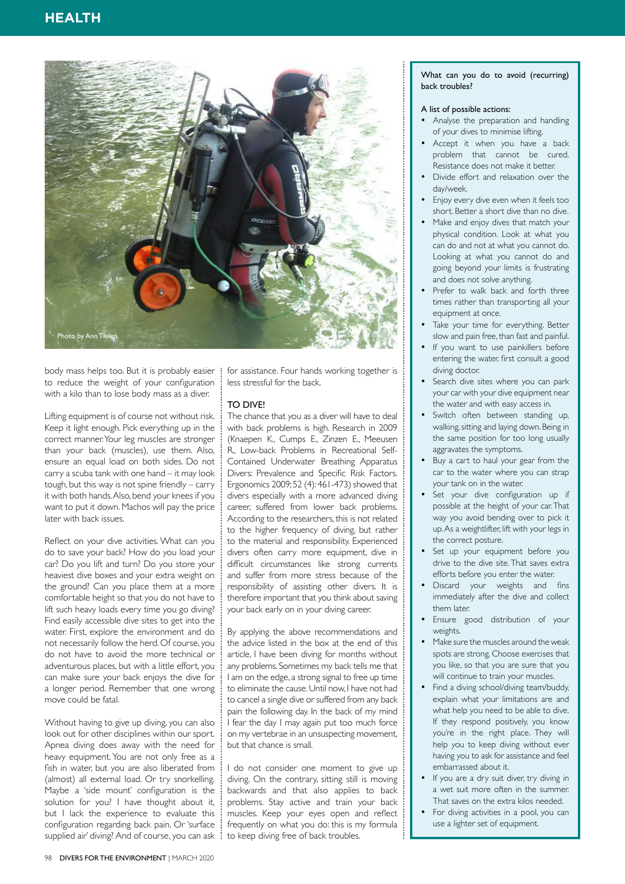Photo by Ann Tielen.

body mass helps too. But it is probably easier to reduce the weight of your configuration with a kilo than to lose body mass as a diver.

Lifting equipment is of course not without risk. Keep it light enough. Pick everything up in the correct manner. Your leg muscles are stronger than your back (muscles), use them. Also, ensure an equal load on both sides. Do not carry a scuba tank with one hand – it may look tough, but this way is not spine friendly – carry it with both hands. Also, bend your knees if you want to put it down. Machos will pay the price later with back issues.

Reflect on your dive activities. What can you do to save your back? How do you load your car? Do you lift and turn? Do you store your heaviest dive boxes and your extra weight on the ground? Can you place them at a more comfortable height so that you do not have to lift such heavy loads every time you go diving? Find easily accessible dive sites to get into the water. First, explore the environment and do not necessarily follow the herd. Of course, you do not have to avoid the more technical or adventurous places, but with a little effort, you can make sure your back enjoys the dive for a longer period. Remember that one wrong move could be fatal.

Without having to give up diving, you can also look out for other disciplines within our sport. Apnea diving does away with the need for heavy equipment. You are not only free as a fish in water, but you are also liberated from (almost) all external load. Or try snorkelling. Maybe a 'side mount' configuration is the solution for you? I have thought about it, but I lack the experience to evaluate this configuration regarding back pain. Or 'surface supplied air' diving? And of course, you can ask for assistance. Four hands working together is less stressful for the back.

## TO DIVE!

The chance that you as a diver will have to deal with back problems is high. Research in 2009 (Knaepen K., Cumps E., Zinzen E., Meeusen R., Low-back Problems in Recreational Self-Contained Underwater Breathing Apparatus Divers: Prevalence and Specific Risk Factors. Ergonomics 2009; 52 (4): 461-473) showed that divers especially with a more advanced diving career, suffered from lower back problems. According to the researchers, this is not related to the higher frequency of diving, but rather to the material and responsibility. Experienced divers often carry more equipment, dive in difficult circumstances like strong currents and suffer from more stress because of the responsibility of assisting other divers. It is therefore important that you think about saving your back early on in your diving career.

By applying the above recommendations and the advice listed in the box at the end of this article, I have been diving for months without any problems. Sometimes my back tells me that I am on the edge, a strong signal to free up time to eliminate the cause. Until now, I have not had to cancel a single dive or suffered from any back pain the following day. In the back of my mind I fear the day I may again put too much force on my vertebrae in an unsuspecting movement, but that chance is small.

I do not consider one moment to give up diving. On the contrary, sitting still is moving backwards and that also applies to back problems. Stay active and train your back muscles. Keep your eyes open and reflect frequently on what you do: this is my formula to keep diving free of back troubles.

---

**What can you do to avoid (recurring) back troubles?**

A list of possible actions:

- Analyse the preparation and handling of your dives to minimise lifting.
- Accept it when you have a back problem that cannot be cured. Resistance does not make it better.
- Divide effort and relaxation over the day/week.
- Enjoy every dive even when it feels too short. Better a short dive than no dive.
- Make and enjoy dives that match your physical condition. Look at what you can do and not at what you cannot do. Looking at what you cannot do and going beyond your limits is frustrating and does not solve anything.
- Prefer to walk back and forth three times rather than transporting all your equipment at once.
- Take your time for everything. Better slow and pain free, than fast and painful.
- If you want to use painkillers before entering the water, first consult a good diving doctor.
- Search dive sites where you can park your car with your dive equipment near the water and with easy access in.
- Switch often between standing up, walking, sitting and laying down. Being in the same position for too long usually aggravates the symptoms.
- Buy a cart to haul your gear from the car to the water where you can strap your tank on in the water.
- Set your dive configuration up if possible at the height of your car. That way you avoid bending over to pick it up. As a weightlifter, lift with your legs in the correct posture.
- Set up your equipment before you drive to the dive site. That saves extra efforts before you enter the water.
- Discard your weights and fins immediately after the dive and collect them later.
- Ensure good distribution of your weights.
- Make sure the muscles around the weak spots are strong. Choose exercises that you like, so that you are sure that you will continue to train your muscles.
- Find a diving school/diving team/buddy, explain what your limitations are and what help you need to be able to dive. If they respond positively, you know you're in the right place. They will help you to keep diving without ever having you to ask for assistance and feel embarrassed about it.
- If you are a dry suit diver, try diving in a wet suit more often in the summer. That saves on the extra kilos needed.
- For diving activities in a pool, you can use a lighter set of equipment.